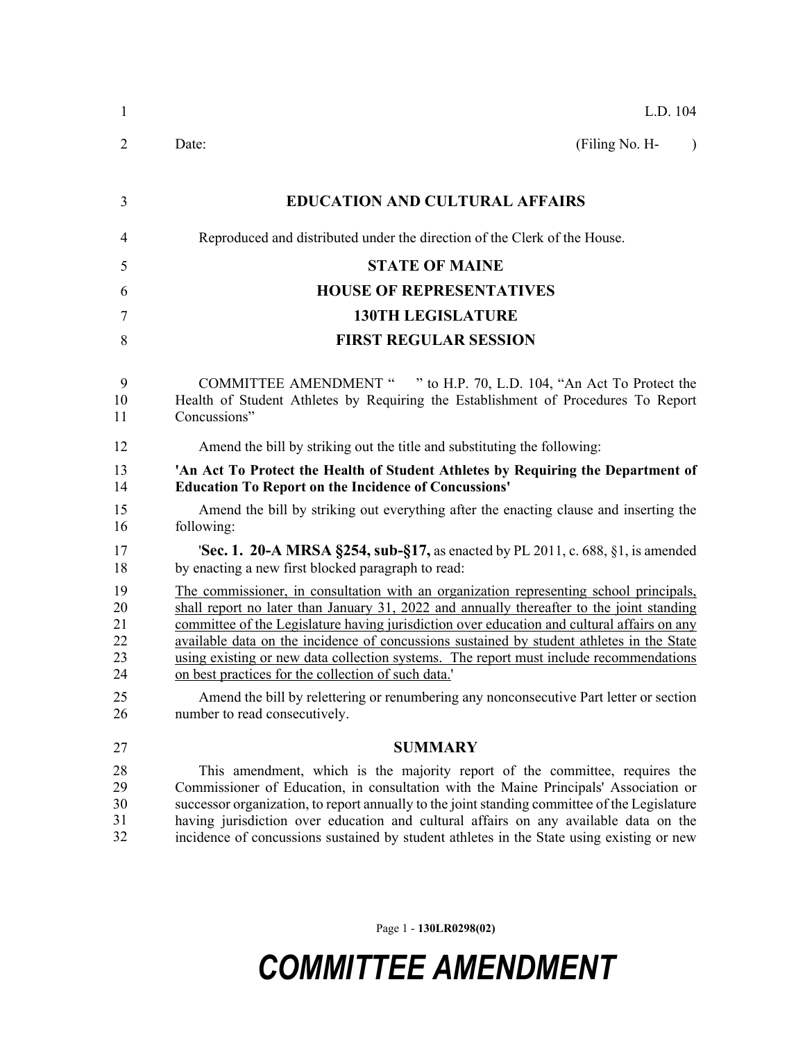L.D. 104

Date: (Filing No. H- )

**EDUCATION AND CULTURAL AFFAIRS**

Reproduced and distributed under the direction of the Clerk of the House.

**STATE OF MAINE**

**HOUSE OF REPRESENTATIVES**

**130TH LEGISLATURE**

**FIRST REGULAR SESSION**

COMMITTEE AMENDMENT " " to H.P. 70, L.D. 104, "An Act To Protect the Health of Student Athletes by Requiring the Establishment of Procedures To Report Concussions"

Amend the bill by striking out the title and substituting the following:

**'An Act To Protect the Health of Student Athletes by Requiring the Department of Education To Report on the Incidence of Concussions'**

Amend the bill by striking out everything after the enacting clause and inserting the following:

'**Sec. 1. 20-A MRSA §254, sub-§17,** as enacted by PL 2011, c. 688, §1, is amended by enacting a new first blocked paragraph to read:

The commissioner, in consultation with an organization representing school principals, shall report no later than January 31, 2022 and annually thereafter to the joint standing committee of the Legislature having jurisdiction over education and cultural affairs on any available data on the incidence of concussions sustained by student athletes in the State using existing or new data collection systems. The report must include recommendations on best practices for the collection of such data.'

Amend the bill by relettering or renumbering any nonconsecutive Part letter or section number to read consecutively.

**SUMMARY**

This amendment, which is the majority report of the committee, requires the Commissioner of Education, in consultation with the Maine Principals' Association or successor organization, to report annually to the joint standing committee of the Legislature having jurisdiction over education and cultural affairs on any available data on the incidence of concussions sustained by student athletes in the State using existing or new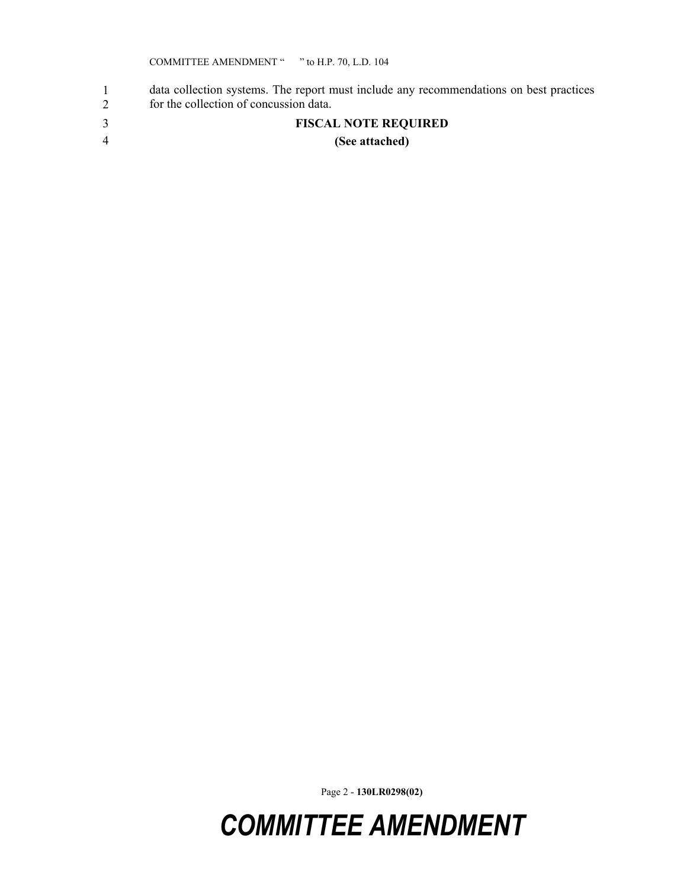data collection systems. The report must include any recommendations on best practices for the collection of concussion data.

**FISCAL NOTE REQUIRED**

**(See attached)**